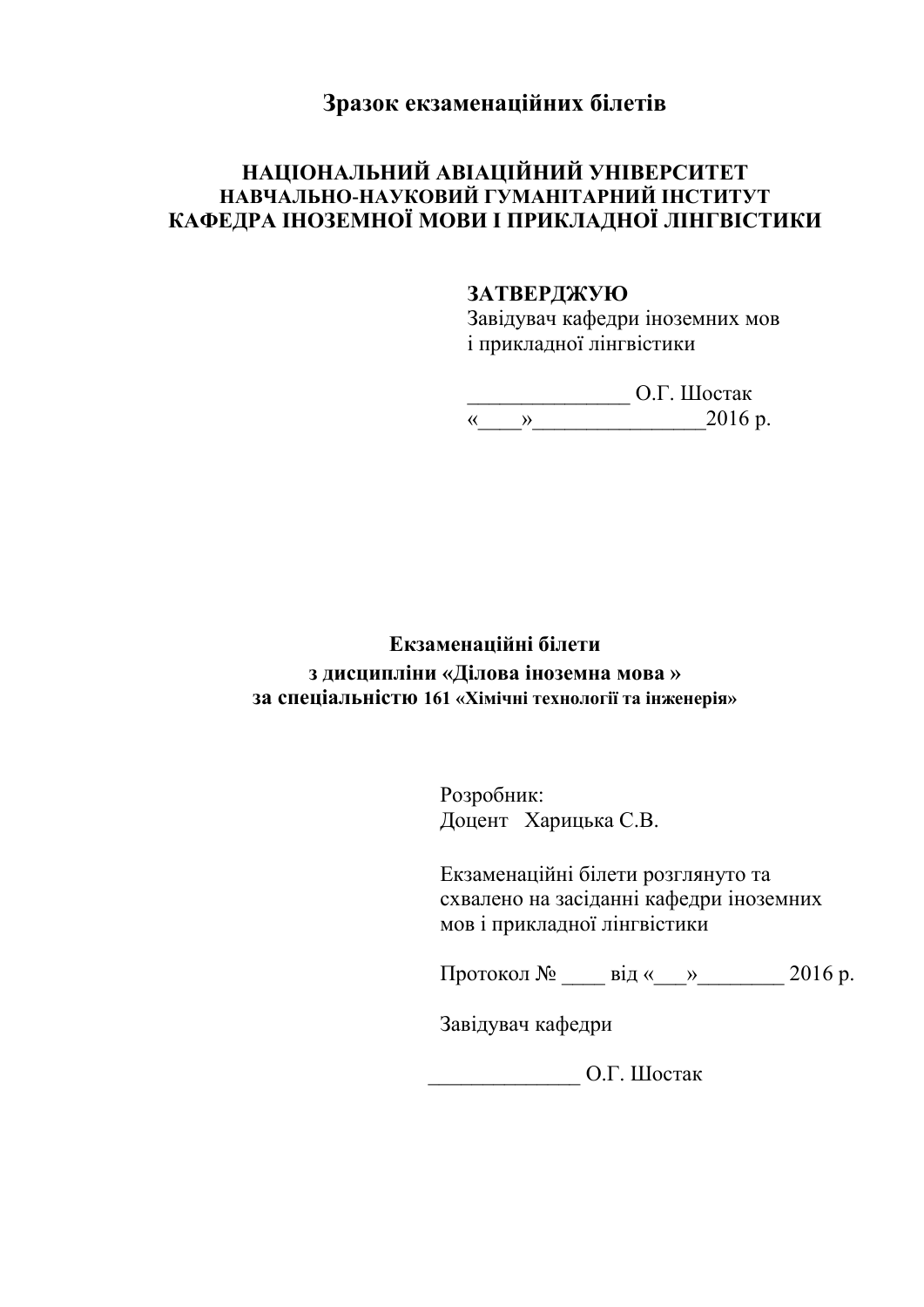# Зразок екзаменаційних білетів

**НАЦІОНАЛЬНИЙ АВІАЦІЙНИЙ УНІВЕРСИТЕТ**
**НАВЧАЛЬНО-НАУКОВИЙ ГУМАНІТАРНИЙ ІНСТИТУТ**
**КАФЕДРА ІНОЗЕМНОЇ МОВИ І ПРИКЛАДНОЇ ЛІНГВІСТИКИ**

**ЗАТВЕРДЖУЮ**
Завідувач кафедри іноземних мов
і прикладної лінгвістики

_______________ О.Г. Шостак
«____»________________2016 р.

**Екзаменаційні білети**
**з дисципліни «Ділова іноземна мова »**
**за спеціальністю 161 «Хімічні технології та інженерія»**

Розробник:
Доцент Харицька С.В.

Екзаменаційні білети розглянуто та схвалено на засіданні кафедри іноземних мов і прикладної лінгвістики

Протокол № ____ від «___»________ 2016 р.

Завідувач кафедри

______________ О.Г. Шостак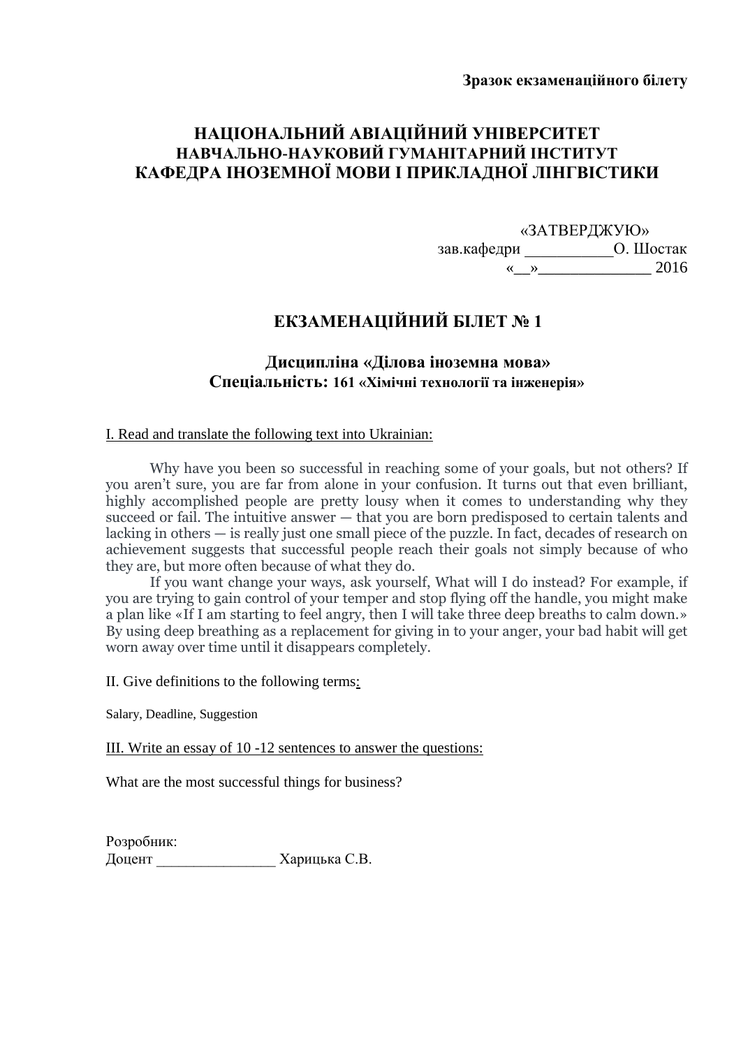**Зразок екзаменаційного білету**

# НАЦІОНАЛЬНИЙ АВІАЦІЙНИЙ УНІВЕРСИТЕТ
## НАВЧАЛЬНО-НАУКОВИЙ ГУМАНІТАРНИЙ ІНСТИТУТ
## КАФЕДРА ІНОЗЕМНОЇ МОВИ І ПРИКЛАДНОЇ ЛІНГВІСТИКИ

«ЗАТВЕРДЖУЮ»
зав.кафедри ___________О. Шостак
«__»______________ 2016

## ЕКЗАМЕНАЦІЙНИЙ БІЛЕТ № 1

**Дисципліна «Ділова іноземна мова»**
**Спеціальність: 161 «Хімічні технології та інженерія»**

I. Read and translate the following text into Ukrainian:

Why have you been so successful in reaching some of your goals, but not others? If you aren't sure, you are far from alone in your confusion. It turns out that even brilliant, highly accomplished people are pretty lousy when it comes to understanding why they succeed or fail. The intuitive answer — that you are born predisposed to certain talents and lacking in others — is really just one small piece of the puzzle. In fact, decades of research on achievement suggests that successful people reach their goals not simply because of who they are, but more often because of what they do.

If you want change your ways, ask yourself, What will I do instead? For example, if you are trying to gain control of your temper and stop flying off the handle, you might make a plan like «If I am starting to feel angry, then I will take three deep breaths to calm down.» By using deep breathing as a replacement for giving in to your anger, your bad habit will get worn away over time until it disappears completely.

II. Give definitions to the following terms:

Salary, Deadline, Suggestion

III. Write an essay of 10 -12 sentences to answer the questions:

What are the most successful things for business?

Розробник:
Доцент ________________ Харицька С.В.